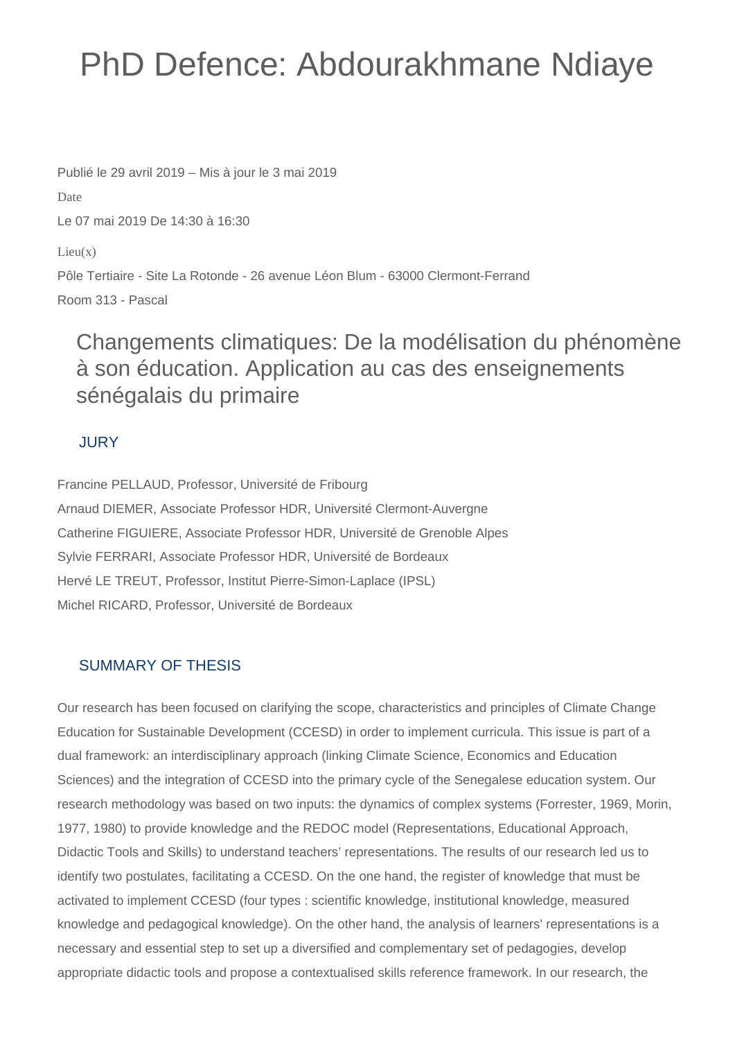# PhD Defence: Abdourakhmane Ndiaye

Publié le 29 avril 2019 – Mis à jour le 3 mai 2019

Date

Le 07 mai 2019 De 14:30 à 16:30

Lieu(x)

Pôle Tertiaire - Site La Rotonde - 26 avenue Léon Blum - 63000 Clermont-Ferrand

Room 313 - Pascal

## Changements climatiques: De la modélisation du phénomène à son éducation. Application au cas des enseignements sénégalais du primaire

### JURY

Francine PELLAUD, Professor, Université de Fribourg

Arnaud DIEMER, Associate Professor HDR, Université Clermont-Auvergne

Catherine FIGUIERE, Associate Professor HDR, Université de Grenoble Alpes

Sylvie FERRARI, Associate Professor HDR, Université de Bordeaux

Hervé LE TREUT, Professor, Institut Pierre-Simon-Laplace (IPSL)

Michel RICARD, Professor, Université de Bordeaux

### SUMMARY OF THESIS

Our research has been focused on clarifying the scope, characteristics and principles of Climate Change Education for Sustainable Development (CCESD) in order to implement curricula. This issue is part of a dual framework: an interdisciplinary approach (linking Climate Science, Economics and Education Sciences) and the integration of CCESD into the primary cycle of the Senegalese education system. Our research methodology was based on two inputs: the dynamics of complex systems (Forrester, 1969, Morin, 1977, 1980) to provide knowledge and the REDOC model (Representations, Educational Approach, Didactic Tools and Skills) to understand teachers' representations. The results of our research led us to identify two postulates, facilitating a CCESD. On the one hand, the register of knowledge that must be activated to implement CCESD (four types : scientific knowledge, institutional knowledge, measured knowledge and pedagogical knowledge). On the other hand, the analysis of learners' representations is a necessary and essential step to set up a diversified and complementary set of pedagogies, develop appropriate didactic tools and propose a contextualised skills reference framework. In our research, the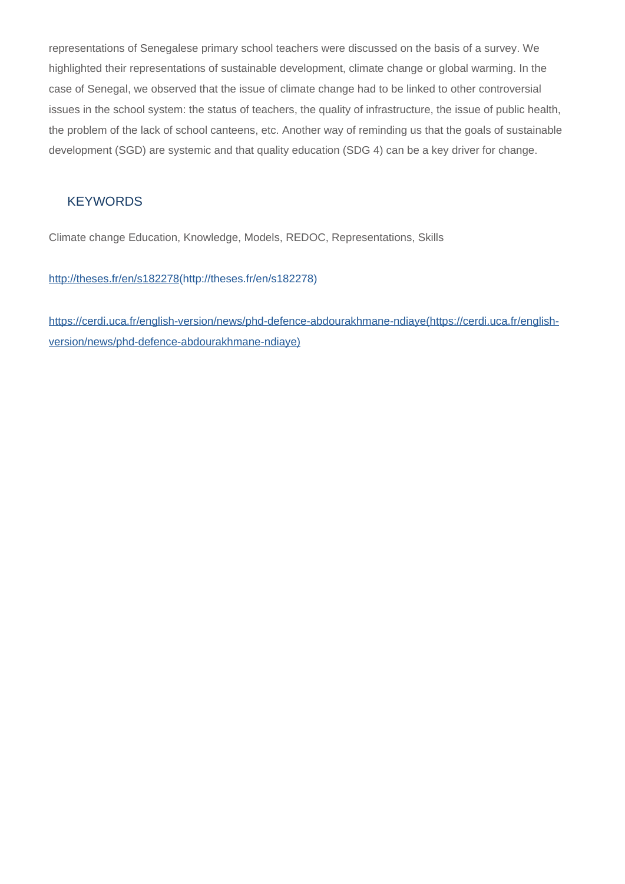representations of Senegalese primary school teachers were discussed on the basis of a survey. We highlighted their representations of sustainable development, climate change or global warming. In the case of Senegal, we observed that the issue of climate change had to be linked to other controversial issues in the school system: the status of teachers, the quality of infrastructure, the issue of public health, the problem of the lack of school canteens, etc. Another way of reminding us that the goals of sustainable development (SGD) are systemic and that quality education (SDG 4) can be a key driver for change.

## KEYWORDS

Climate change Education, Knowledge, Models, REDOC, Representations, Skills

http://theses.fr/en/s182278(http://theses.fr/en/s182278)

https://cerdi.uca.fr/english-version/news/phd-defence-abdourakhmane-ndiaye(https://cerdi.uca.fr/english-version/news/phd-defence-abdourakhmane-ndiaye)